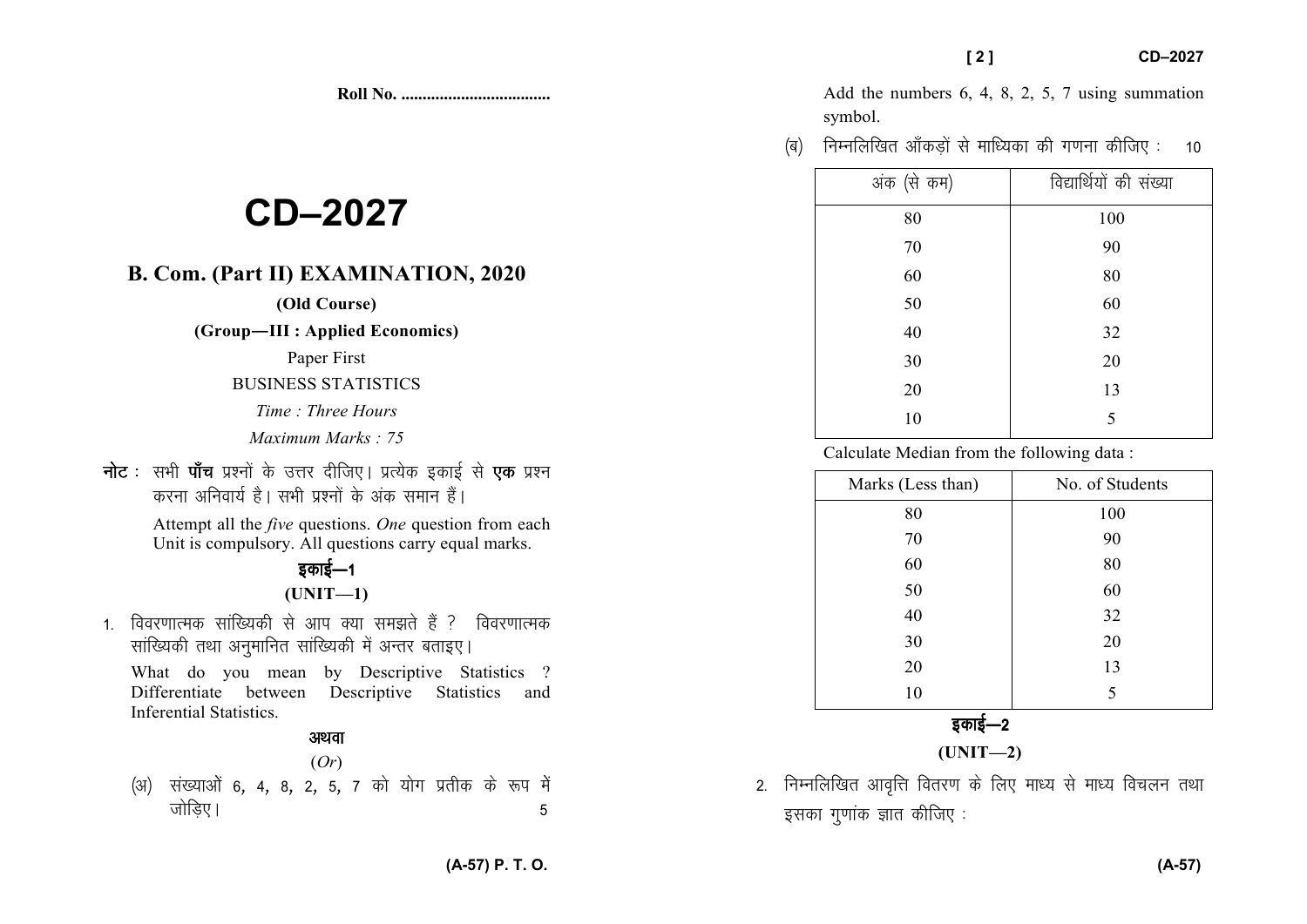Roll No. ...................................

# CD–2027

## B. Com. (Part II) EXAMINATION, 2020

**(Old Course)**

**(Group—III : Applied Economics)**

Paper First

BUSINESS STATISTICS

*Time : Three Hours*

*Maximum Marks : 75*

**नोट :** सभी **पाँच** प्रश्नों के उत्तर दीजिए। प्रत्येक इकाई से **एक** प्रश्न करना अनिवार्य है। सभी प्रश्नों के अंक समान हैं।

Attempt all the *five* questions. *One* question from each Unit is compulsory. All questions carry equal marks.

### इकाई—1

### (UNIT—1)

1. विवरणात्मक सांख्यिकी से आप क्या समझते हैं ? विवरणात्मक सांख्यिकी तथा अनुमानित सांख्यिकी में अन्तर बताइए।

   What do you mean by Descriptive Statistics ? Differentiate between Descriptive Statistics and Inferential Statistics.

   **अथवा**

   (*Or*)

   (अ) संख्याओं 6, 4, 8, 2, 5, 7 को योग प्रतीक के रूप में जोड़िए। 5

   Add the numbers 6, 4, 8, 2, 5, 7 using summation symbol.

   (ब) निम्नलिखित आँकड़ों से माध्यिका की गणना कीजिए : 10

| अंक (से कम) | विद्यार्थियों की संख्या |
|---|---|
| 80 | 100 |
| 70 | 90 |
| 60 | 80 |
| 50 | 60 |
| 40 | 32 |
| 30 | 20 |
| 20 | 13 |
| 10 | 5 |

   Calculate Median from the following data :

| Marks (Less than) | No. of Students |
|---|---|
| 80 | 100 |
| 70 | 90 |
| 60 | 80 |
| 50 | 60 |
| 40 | 32 |
| 30 | 20 |
| 20 | 13 |
| 10 | 5 |

### इकाई—2

### (UNIT—2)

2. निम्नलिखित आवृत्ति वितरण के लिए माध्य से माध्य विचलन तथा इसका गुणांक ज्ञात कीजिए :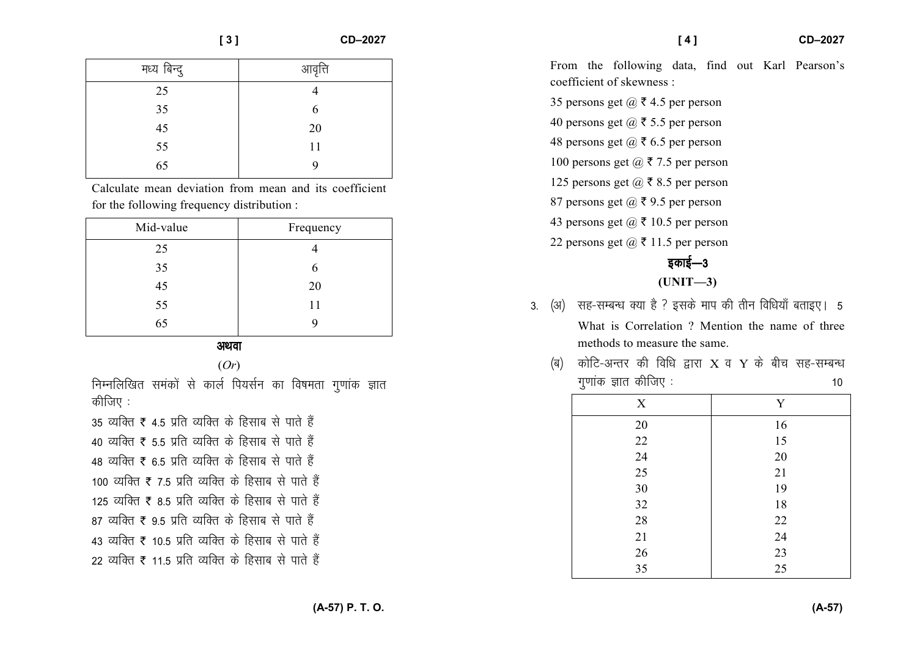| मध्य बिन्दु | आवृत्ति |
|---|---|
| 25 | 4 |
| 35 | 6 |
| 45 | 20 |
| 55 | 11 |
| 65 | 9 |

Calculate mean deviation from mean and its coefficient for the following frequency distribution :

| Mid-value | Frequency |
|---|---|
| 25 | 4 |
| 35 | 6 |
| 45 | 20 |
| 55 | 11 |
| 65 | 9 |

**अथवा**

(*Or*)

निम्नलिखित समंकों से कार्ल पियर्सन का विषमता गुणांक ज्ञात कीजिए :

35 व्यक्ति ₹ 4.5 प्रति व्यक्ति के हिसाब से पाते हैं

40 व्यक्ति ₹ 5.5 प्रति व्यक्ति के हिसाब से पाते हैं

48 व्यक्ति ₹ 6.5 प्रति व्यक्ति के हिसाब से पाते हैं

100 व्यक्ति ₹ 7.5 प्रति व्यक्ति के हिसाब से पाते हैं

125 व्यक्ति ₹ 8.5 प्रति व्यक्ति के हिसाब से पाते हैं

87 व्यक्ति ₹ 9.5 प्रति व्यक्ति के हिसाब से पाते हैं

43 व्यक्ति ₹ 10.5 प्रति व्यक्ति के हिसाब से पाते हैं

22 व्यक्ति ₹ 11.5 प्रति व्यक्ति के हिसाब से पाते हैं

From the following data, find out Karl Pearson's coefficient of skewness :

35 persons get @ ₹ 4.5 per person

40 persons get @ ₹ 5.5 per person

48 persons get @ ₹ 6.5 per person

100 persons get @ ₹ 7.5 per person

125 persons get @ ₹ 8.5 per person

87 persons get @ ₹ 9.5 per person

43 persons get @ ₹ 10.5 per person

22 persons get @ ₹ 11.5 per person

## इकाई—3

## (UNIT—3)

3. (अ) सह-सम्बन्ध क्या है ? इसके माप की तीन विधियाँ बताइए। 5

What is Correlation ? Mention the name of three methods to measure the same.

(ब) कोटि-अन्तर की विधि द्वारा X व Y के बीच सह-सम्बन्ध गुणांक ज्ञात कीजिए : 10

| X | Y |
|---|---|
| 20 | 16 |
| 22 | 15 |
| 24 | 20 |
| 25 | 21 |
| 30 | 19 |
| 32 | 18 |
| 28 | 22 |
| 21 | 24 |
| 26 | 23 |
| 35 | 25 |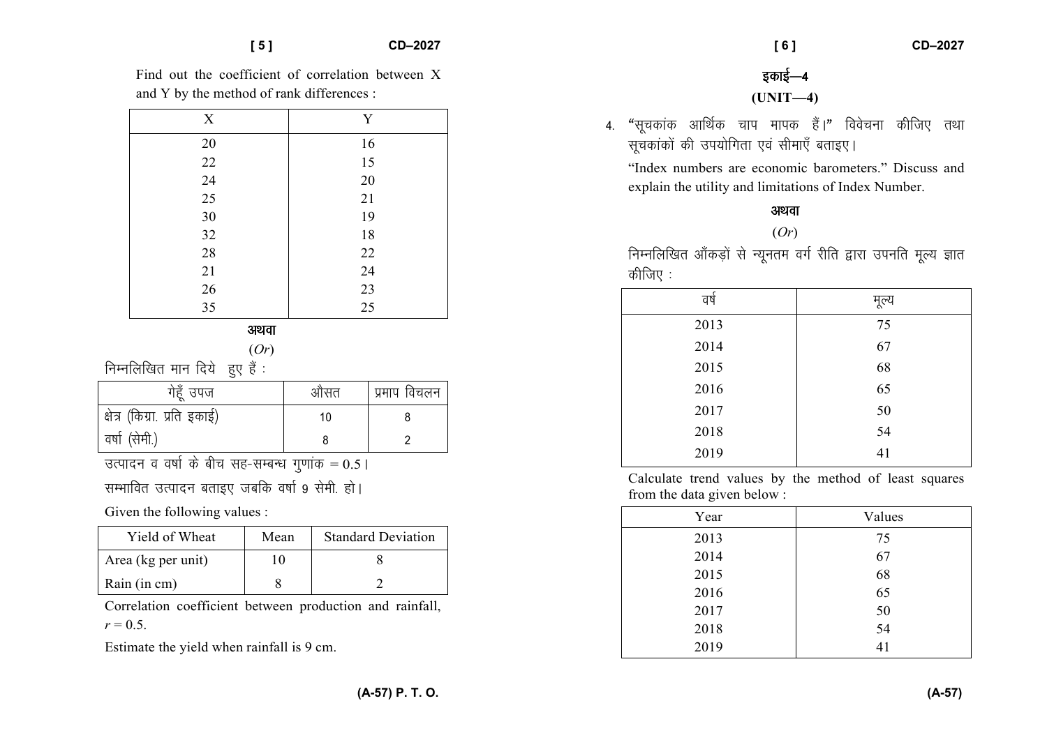Find out the coefficient of correlation between X and Y by the method of rank differences :

| X | Y |
|---|---|
| 20 | 16 |
| 22 | 15 |
| 24 | 20 |
| 25 | 21 |
| 30 | 19 |
| 32 | 18 |
| 28 | 22 |
| 21 | 24 |
| 26 | 23 |
| 35 | 25 |

अथवा

(*Or*)

निम्नलिखित मान दिये हुए हैं :

| गेहूँ उपज | औसत | प्रमाप विचलन |
|---|---|---|
| क्षेत्र (किग्रा. प्रति इकाई) | 10 | 8 |
| वर्षा (सेमी.) | 8 | 2 |

उत्पादन व वर्षा के बीच सह-सम्बन्ध गुणांक $= 0.5$।

सम्भावित उत्पादन बताइए जबकि वर्षा 9 सेमी. हो।

Given the following values :

| Yield of Wheat | Mean | Standard Deviation |
|---|---|---|
| Area (kg per unit) | 10 | 8 |
| Rain (in cm) | 8 | 2 |

Correlation coefficient between production and rainfall, $r = 0.5$.

Estimate the yield when rainfall is 9 cm.

## इकाई—4

## (UNIT—4)

4. "सूचकांक आर्थिक चाप मापक हैं।" विवेचना कीजिए तथा सूचकांकों की उपयोगिता एवं सीमाएँ बताइए।

"Index numbers are economic barometers." Discuss and explain the utility and limitations of Index Number.

अथवा

(*Or*)

निम्नलिखित आँकड़ों से न्यूनतम वर्ग रीति द्वारा उपनति मूल्य ज्ञात कीजिए :

| वर्ष | मूल्य |
|---|---|
| 2013 | 75 |
| 2014 | 67 |
| 2015 | 68 |
| 2016 | 65 |
| 2017 | 50 |
| 2018 | 54 |
| 2019 | 41 |

Calculate trend values by the method of least squares from the data given below :

| Year | Values |
|---|---|
| 2013 | 75 |
| 2014 | 67 |
| 2015 | 68 |
| 2016 | 65 |
| 2017 | 50 |
| 2018 | 54 |
| 2019 | 41 |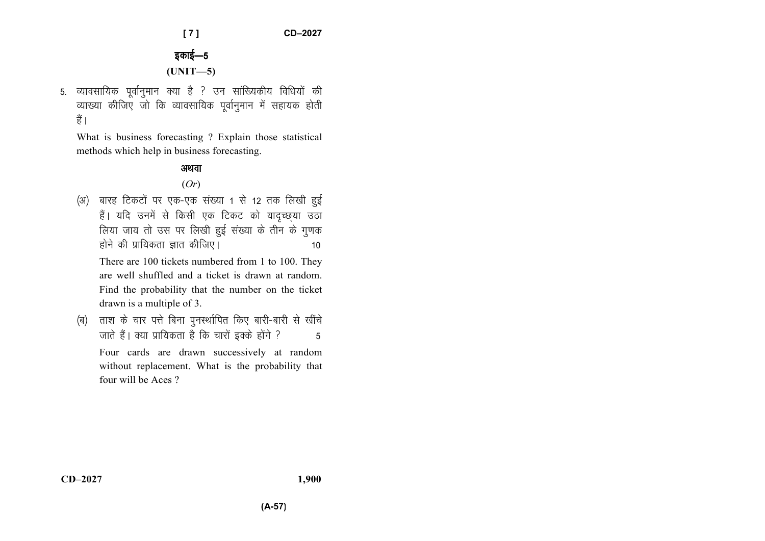## इकाई—5

### (UNIT—5)

5. व्यावसायिक पूर्वानुमान क्या है ? उन सांख्यिकीय विधियों की व्याख्या कीजिए जो कि व्यावसायिक पूर्वानुमान में सहायक होती हैं।

What is business forecasting ? Explain those statistical methods which help in business forecasting.

अथवा

(*Or*)

(अ) बारह टिकटों पर एक-एक संख्या 1 से 12 तक लिखी हुई हैं। यदि उनमें से किसी एक टिकट को यादृच्छ्या उठा लिया जाय तो उस पर लिखी हुई संख्या के तीन के गुणक होने की प्रायिकता ज्ञात कीजिए। 10

There are 100 tickets numbered from 1 to 100. They are well shuffled and a ticket is drawn at random. Find the probability that the number on the ticket drawn is a multiple of 3.

(ब) ताश के चार पत्ते बिना पुनर्स्थापित किए बारी-बारी से खींचे जाते हैं। क्या प्रायिकता है कि चारों इक्के होंगे ? 5

Four cards are drawn successively at random without replacement. What is the probability that four will be Aces ?

CD–2027 1,900